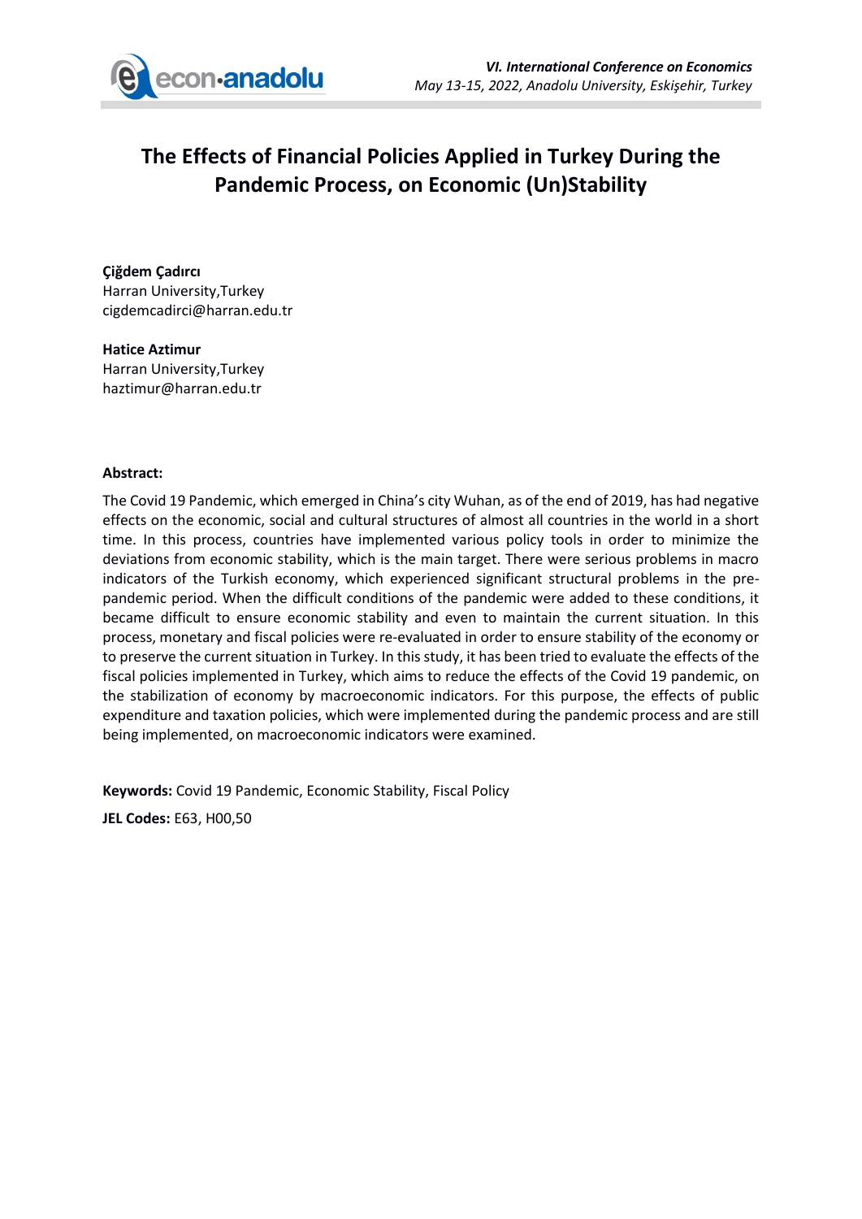# The Effects of Financial Policies Applied in Turkey During the Pandemic Process, on Economic (Un)Stability

**Çiğdem Çadırcı**
Harran University,Turkey
cigdemcadirci@harran.edu.tr

**Hatice Aztimur**
Harran University,Turkey
haztimur@harran.edu.tr

**Abstract:**

The Covid 19 Pandemic, which emerged in China's city Wuhan, as of the end of 2019, has had negative effects on the economic, social and cultural structures of almost all countries in the world in a short time. In this process, countries have implemented various policy tools in order to minimize the deviations from economic stability, which is the main target. There were serious problems in macro indicators of the Turkish economy, which experienced significant structural problems in the pre-pandemic period. When the difficult conditions of the pandemic were added to these conditions, it became difficult to ensure economic stability and even to maintain the current situation. In this process, monetary and fiscal policies were re-evaluated in order to ensure stability of the economy or to preserve the current situation in Turkey. In this study, it has been tried to evaluate the effects of the fiscal policies implemented in Turkey, which aims to reduce the effects of the Covid 19 pandemic, on the stabilization of economy by macroeconomic indicators. For this purpose, the effects of public expenditure and taxation policies, which were implemented during the pandemic process and are still being implemented, on macroeconomic indicators were examined.

**Keywords:** Covid 19 Pandemic, Economic Stability, Fiscal Policy

**JEL Codes:** E63, H00,50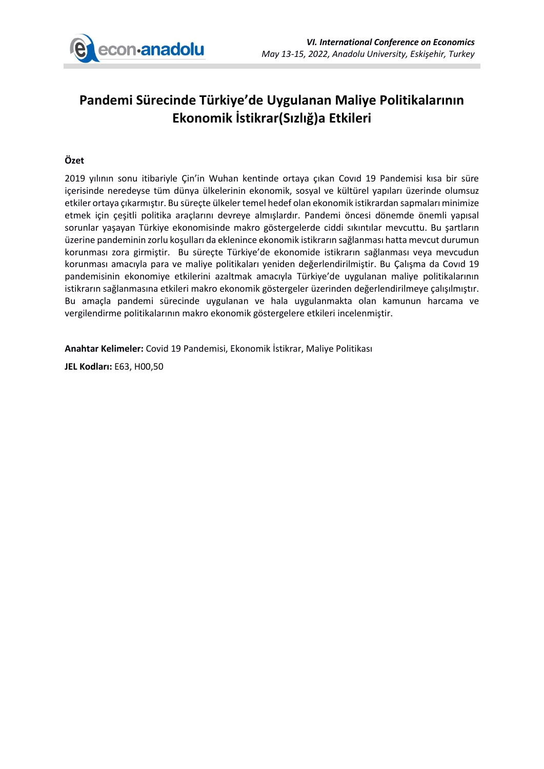# Pandemi Sürecinde Türkiye'de Uygulanan Maliye Politikalarının Ekonomik İstikrar(Sızlığ)a Etkileri

**Özet**

2019 yılının sonu itibariyle Çin'in Wuhan kentinde ortaya çıkan Covıd 19 Pandemisi kısa bir süre içerisinde neredeyse tüm dünya ülkelerinin ekonomik, sosyal ve kültürel yapıları üzerinde olumsuz etkiler ortaya çıkarmıştır. Bu süreçte ülkeler temel hedef olan ekonomik istikrardan sapmaları minimize etmek için çeşitli politika araçlarını devreye almışlardır. Pandemi öncesi dönemde önemli yapısal sorunlar yaşayan Türkiye ekonomisinde makro göstergelerde ciddi sıkıntılar mevcuttu. Bu şartların üzerine pandeminin zorlu koşulları da eklenince ekonomik istikrarın sağlanması hatta mevcut durumun korunması zora girmiştir. Bu süreçte Türkiye'de ekonomide istikrarın sağlanması veya mevcudun korunması amacıyla para ve maliye politikaları yeniden değerlendirilmiştir. Bu Çalışma da Covıd 19 pandemisinin ekonomiye etkilerini azaltmak amacıyla Türkiye'de uygulanan maliye politikalarının istikrarın sağlanmasına etkileri makro ekonomik göstergeler üzerinden değerlendirilmeye çalışılmıştır. Bu amaçla pandemi sürecinde uygulanan ve hala uygulanmakta olan kamunun harcama ve vergilendirme politikalarının makro ekonomik göstergelere etkileri incelenmiştir.

**Anahtar Kelimeler:** Covid 19 Pandemisi, Ekonomik İstikrar, Maliye Politikası

**JEL Kodları:** E63, H00,50